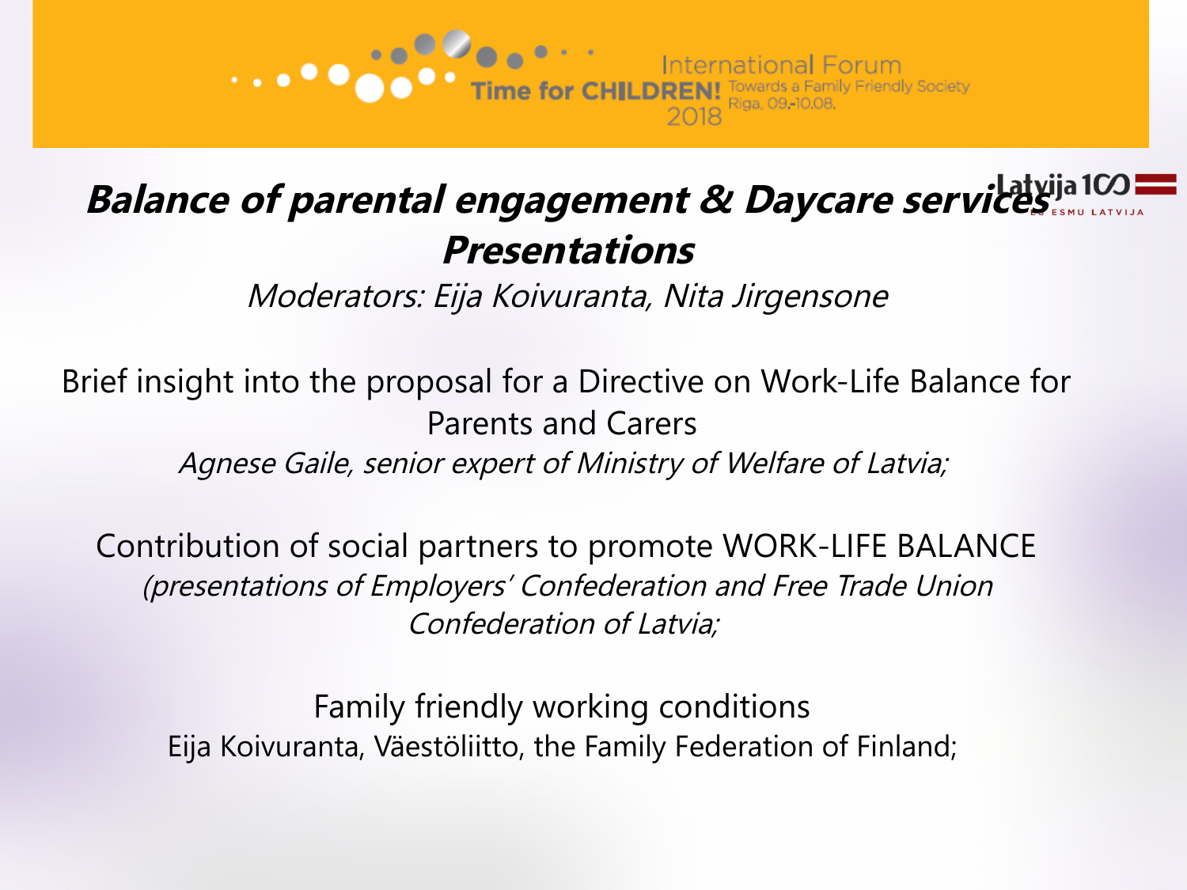International Forum
**Time for CHILDREN!** Towards a Family Friendly Society
2018 Riga, 09.-10.08.

Latvija 100

# *Balance of parental engagement & Daycare services Presentations*

*Moderators: Eija Koivuranta, Nita Jirgensone*

Brief insight into the proposal for a Directive on Work-Life Balance for Parents and Carers

*Agnese Gaile, senior expert of Ministry of Welfare of Latvia;*

Contribution of social partners to promote WORK-LIFE BALANCE

*(presentations of Employers' Confederation and Free Trade Union Confederation of Latvia;*

Family friendly working conditions

Eija Koivuranta, Väestöliitto, the Family Federation of Finland;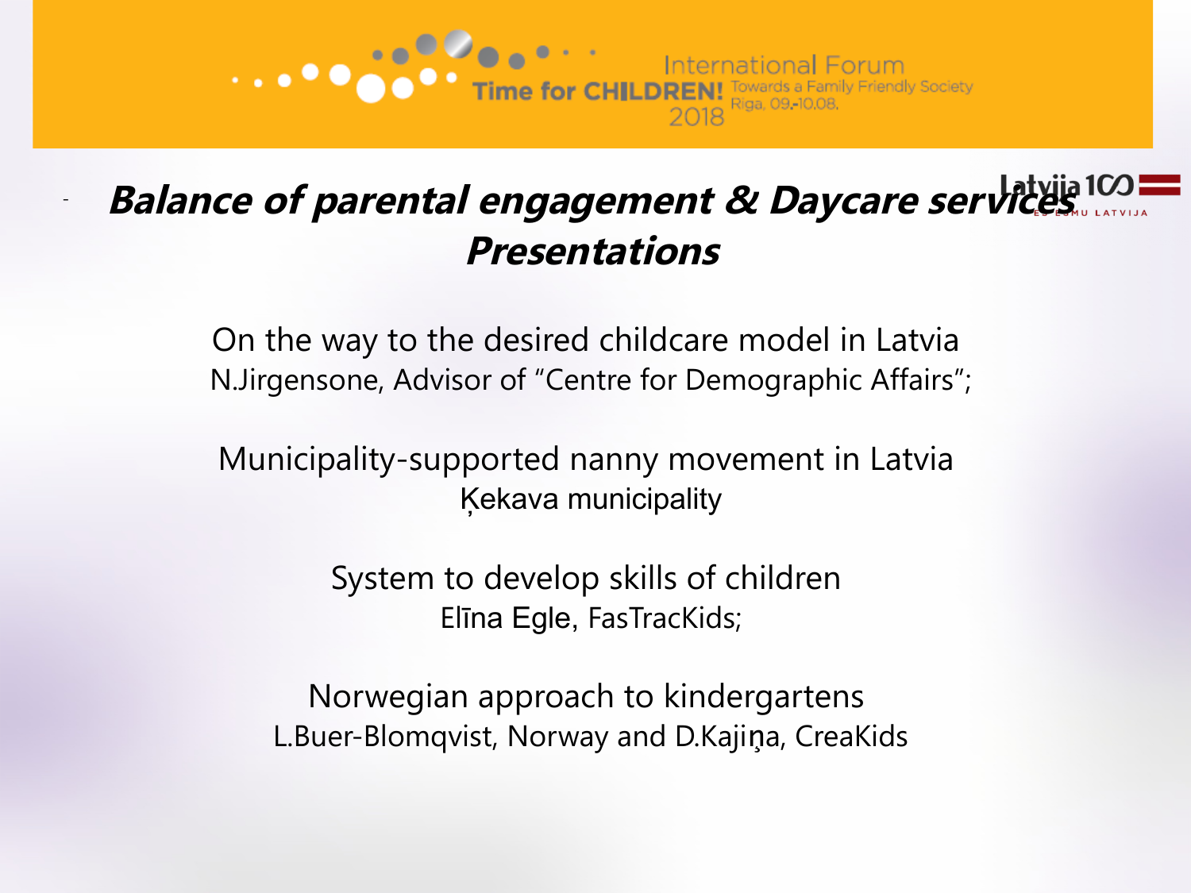# *Balance of parental engagement & Daycare services Presentations*

On the way to the desired childcare model in Latvia
N.Jirgensone, Advisor of "Centre for Demographic Affairs";

Municipality-supported nanny movement in Latvia
Ķekava municipality

System to develop skills of children
Elīna Egle, FasTracKids;

Norwegian approach to kindergartens
L.Buer-Blomqvist, Norway and D.Kajiņa, CreaKids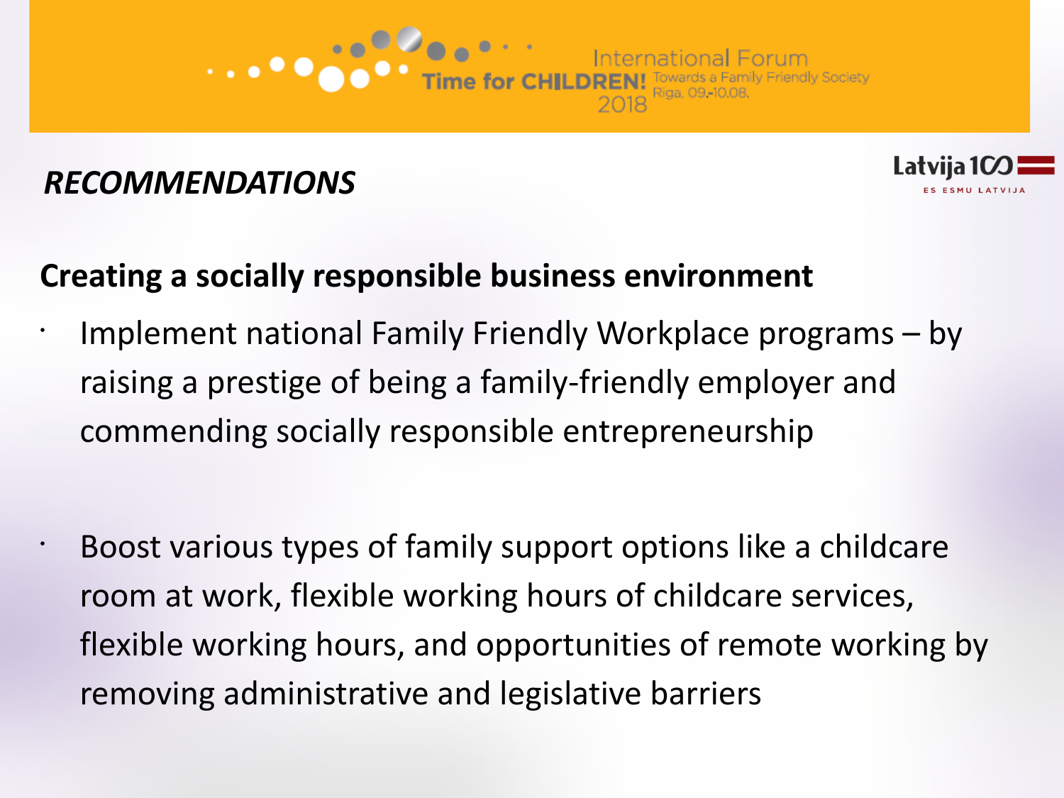## *RECOMMENDATIONS*

**Creating a socially responsible business environment**

- Implement national Family Friendly Workplace programs – by raising a prestige of being a family-friendly employer and commending socially responsible entrepreneurship

- Boost various types of family support options like a childcare room at work, flexible working hours of childcare services, flexible working hours, and opportunities of remote working by removing administrative and legislative barriers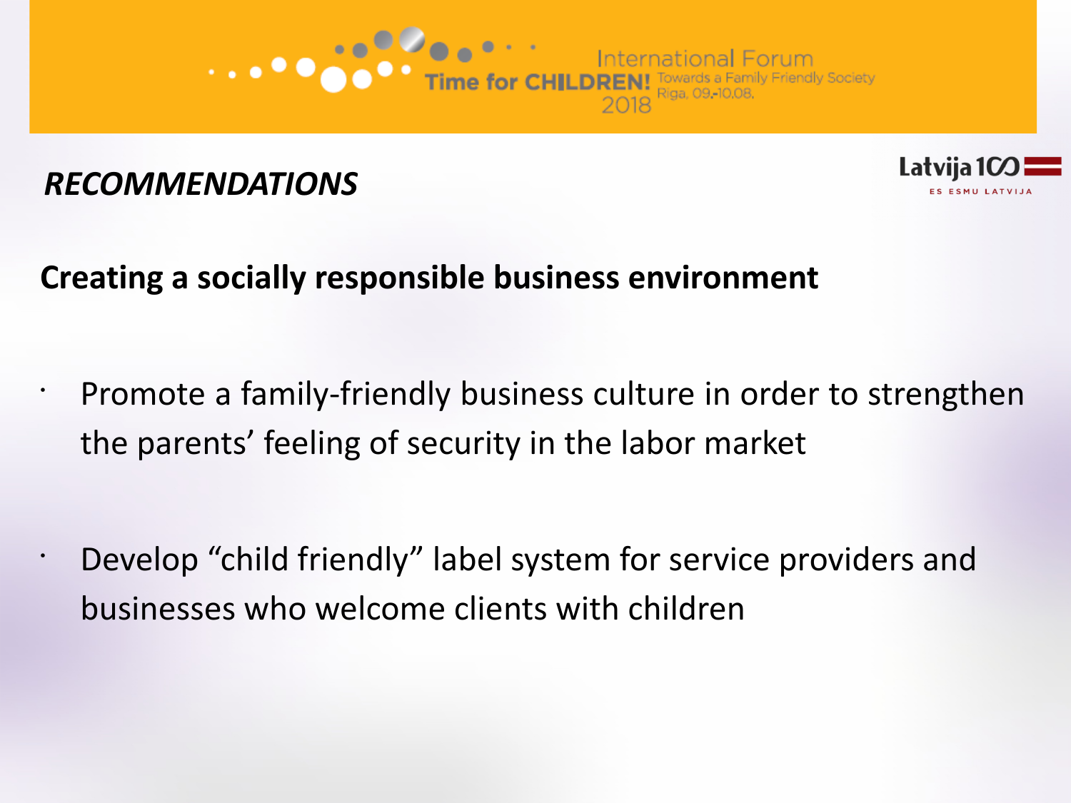## *RECOMMENDATIONS*

**Creating a socially responsible business environment**

- Promote a family-friendly business culture in order to strengthen the parents' feeling of security in the labor market
- Develop "child friendly" label system for service providers and businesses who welcome clients with children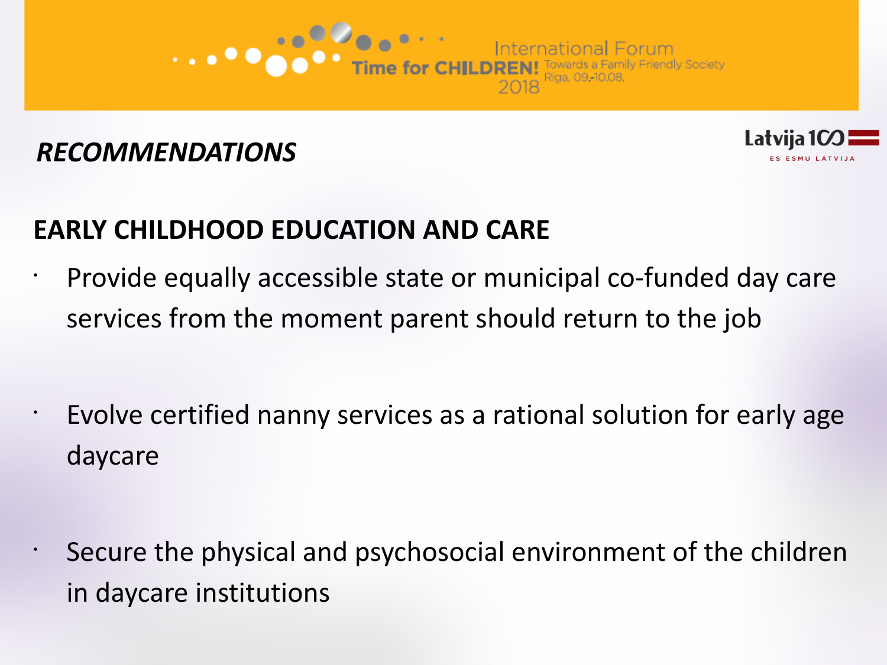*RECOMMENDATIONS*

## EARLY CHILDHOOD EDUCATION AND CARE

- Provide equally accessible state or municipal co-funded day care services from the moment parent should return to the job
- Evolve certified nanny services as a rational solution for early age daycare
- Secure the physical and psychosocial environment of the children in daycare institutions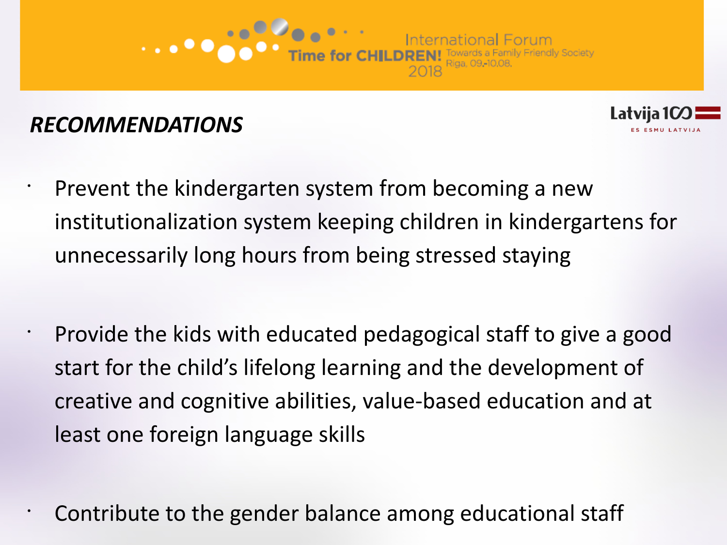## *RECOMMENDATIONS*

- Prevent the kindergarten system from becoming a new institutionalization system keeping children in kindergartens for unnecessarily long hours from being stressed staying

- Provide the kids with educated pedagogical staff to give a good start for the child's lifelong learning and the development of creative and cognitive abilities, value-based education and at least one foreign language skills

- Contribute to the gender balance among educational staff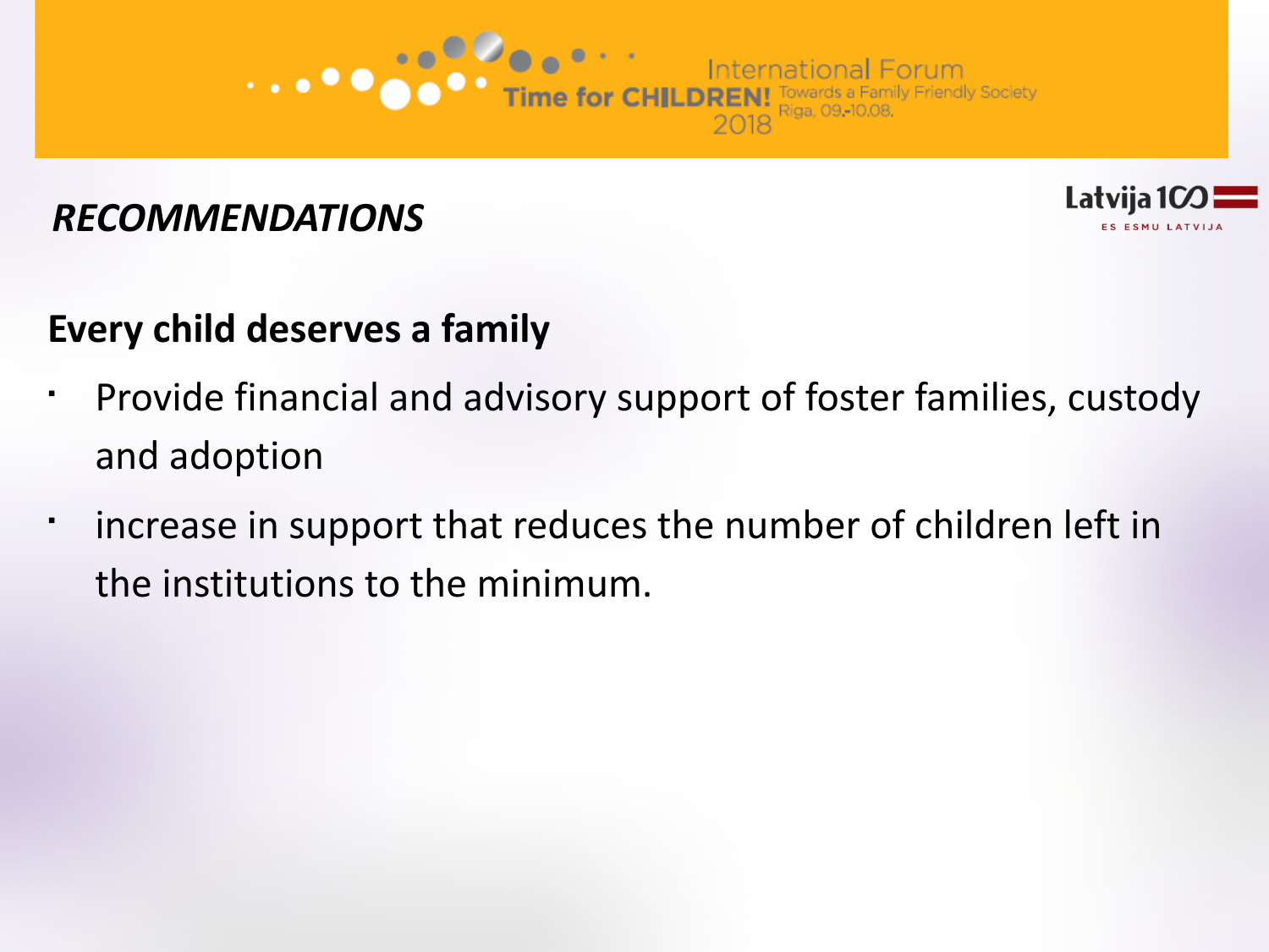## *RECOMMENDATIONS*

### Every child deserves a family

- Provide financial and advisory support of foster families, custody and adoption
- increase in support that reduces the number of children left in the institutions to the minimum.